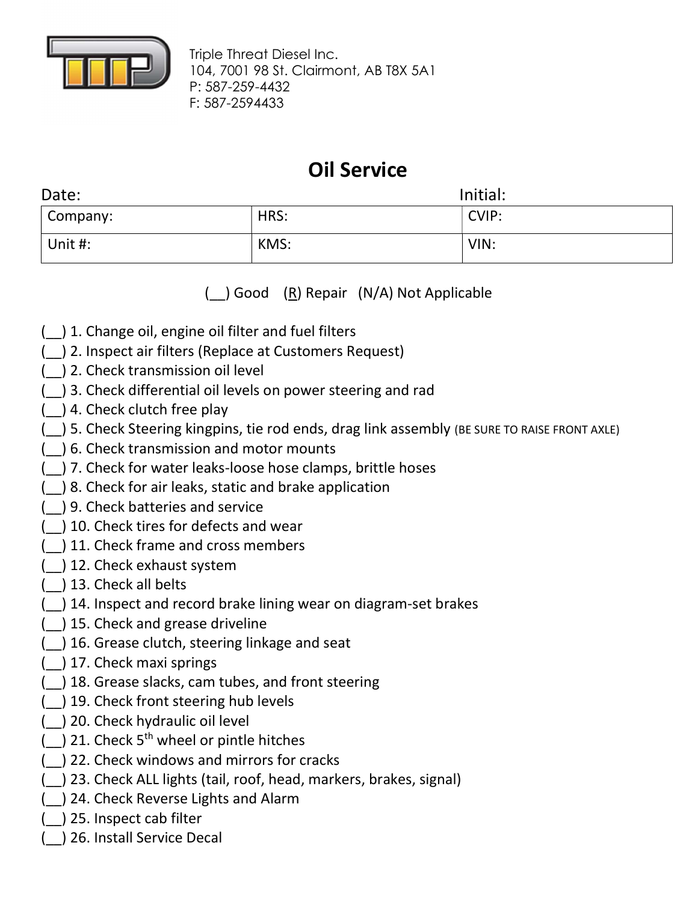Triple Threat Diesel Inc.
104, 7001 98 St. Clairmont, AB T8X 5A1
P: 587-259-4432
F: 587-2594433

# Oil Service

Date: Initial:

| Company: | HRS: | CVIP: |
| --- | --- | --- |
| Unit #: | KMS: | VIN: |

(__) Good (R) Repair (N/A) Not Applicable

(__) 1. Change oil, engine oil filter and fuel filters
(__) 2. Inspect air filters (Replace at Customers Request)
(__) 2. Check transmission oil level
(__) 3. Check differential oil levels on power steering and rad
(__) 4. Check clutch free play
(__) 5. Check Steering kingpins, tie rod ends, drag link assembly (BE SURE TO RAISE FRONT AXLE)
(__) 6. Check transmission and motor mounts
(__) 7. Check for water leaks-loose hose clamps, brittle hoses
(__) 8. Check for air leaks, static and brake application
(__) 9. Check batteries and service
(__) 10. Check tires for defects and wear
(__) 11. Check frame and cross members
(__) 12. Check exhaust system
(__) 13. Check all belts
(__) 14. Inspect and record brake lining wear on diagram-set brakes
(__) 15. Check and grease driveline
(__) 16. Grease clutch, steering linkage and seat
(__) 17. Check maxi springs
(__) 18. Grease slacks, cam tubes, and front steering
(__) 19. Check front steering hub levels
(__) 20. Check hydraulic oil level
(__) 21. Check 5th wheel or pintle hitches
(__) 22. Check windows and mirrors for cracks
(__) 23. Check ALL lights (tail, roof, head, markers, brakes, signal)
(__) 24. Check Reverse Lights and Alarm
(__) 25. Inspect cab filter
(__) 26. Install Service Decal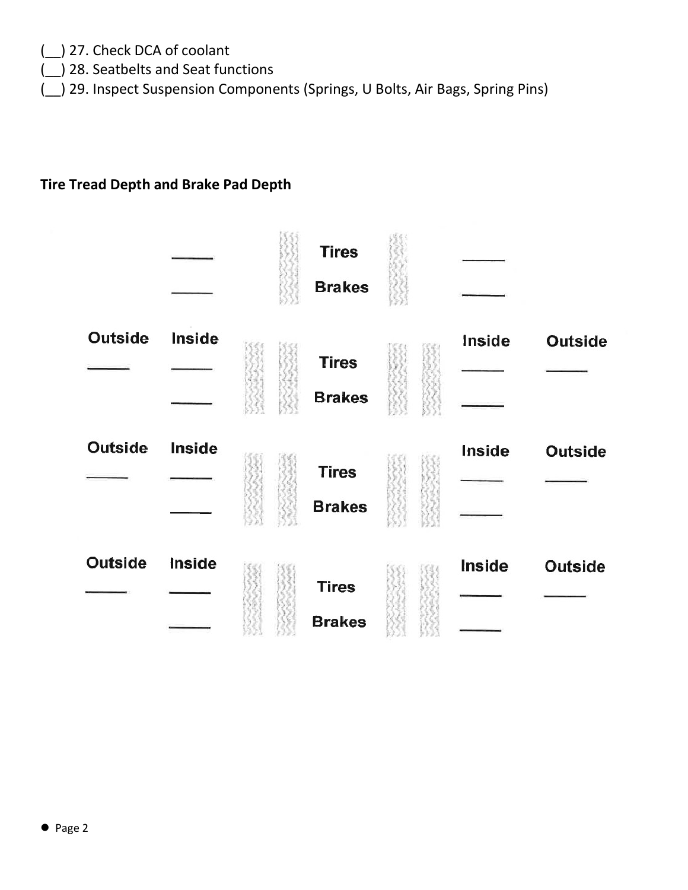(__) 27. Check DCA of coolant
(__) 28. Seatbelts and Seat functions
(__) 29. Inspect Suspension Components (Springs, U Bolts, Air Bags, Spring Pins)

**Tire Tread Depth and Brake Pad Depth**

| | | | | |
|---|---|---|---|---|
| | ______ | Tires | ______ | |
| | ______ | Brakes | ______ | |
| Outside | Inside | | Inside | Outside |
| ______ | ______ | Tires | ______ | ______ |
| | ______ | Brakes | ______ | |
| Outside | Inside | | Inside | Outside |
| ______ | ______ | Tires | ______ | ______ |
| | ______ | Brakes | ______ | |
| Outside | Inside | | Inside | Outside |
| ______ | ______ | Tires | ______ | ______ |
| | ______ | Brakes | ______ | |